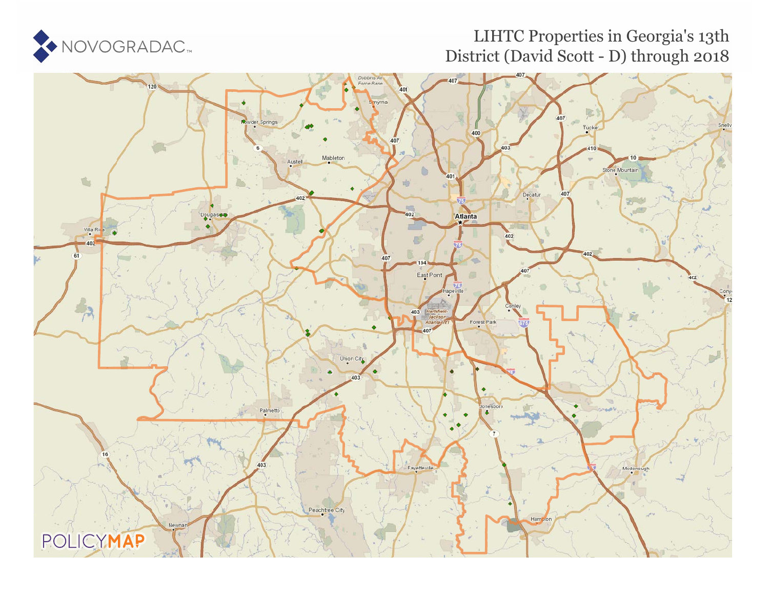# LIHTC Properties in Georgia's 13th District (David Scott - D) through 2018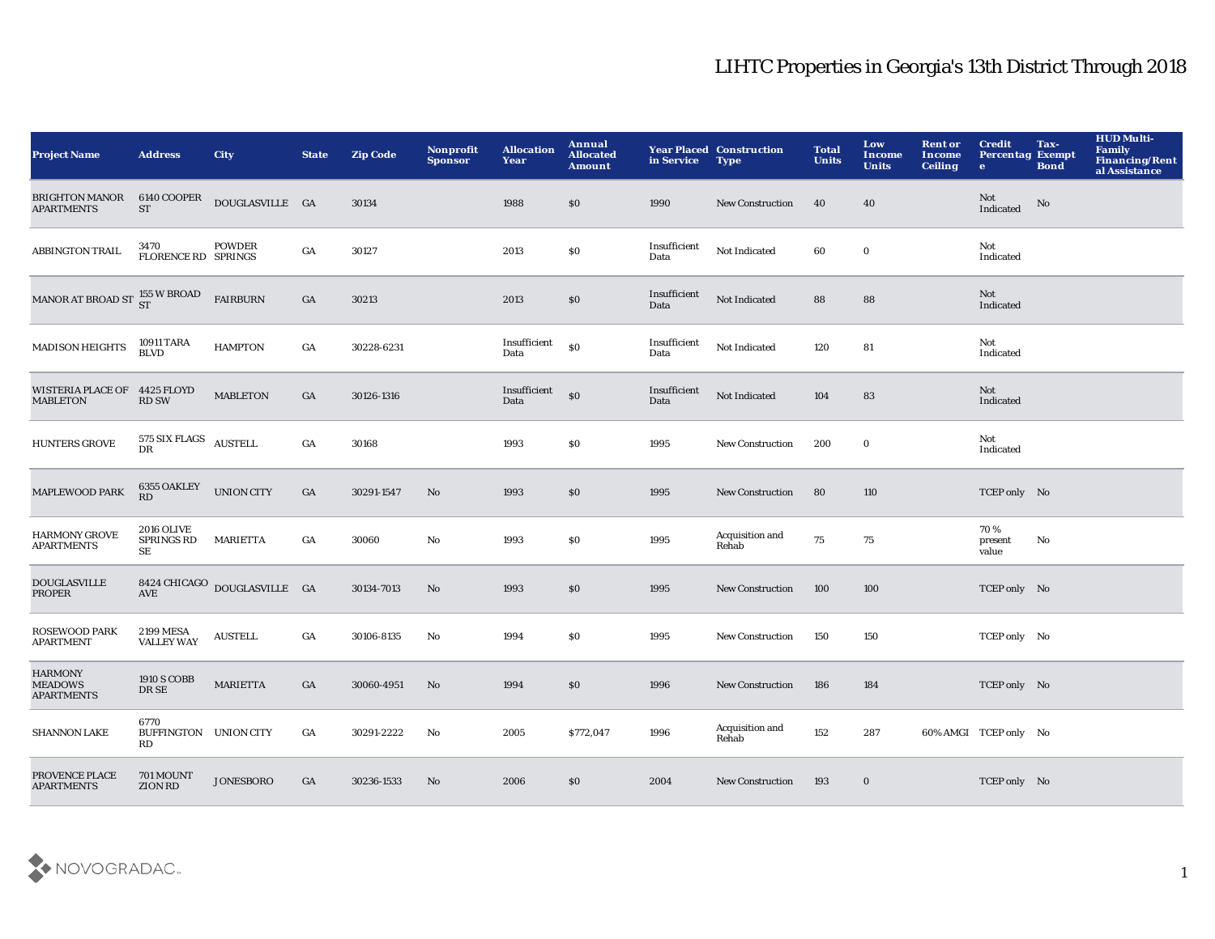# LIHTC Properties in Georgia's 13th District Through 2018

| Project Name | Address | City | State | Zip Code | Nonprofit Sponsor | Allocation Year | Annual Allocated Amount | Year Placed in Service | Construction Type | Total Units | Low Income Units | Rent or Income Ceiling | Credit Percentage | Tax-Exempt Bond | HUD Multi-Family Financing/Rental Assistance |
|---|---|---|---|---|---|---|---|---|---|---|---|---|---|---|---|
| BRIGHTON MANOR APARTMENTS | 6140 COOPER ST | DOUGLASVILLE | GA | 30134 | | 1988 | $0 | 1990 | New Construction | 40 | 40 | | Not Indicated | No | |
| ABBINGTON TRAIL | 3470 FLORENCE RD | POWDER SPRINGS | GA | 30127 | | 2013 | $0 | Insufficient Data | Not Indicated | 60 | 0 | | Not Indicated | | |
| MANOR AT BROAD ST | 155 W BROAD ST | FAIRBURN | GA | 30213 | | 2013 | $0 | Insufficient Data | Not Indicated | 88 | 88 | | Not Indicated | | |
| MADISON HEIGHTS | 10911 TARA BLVD | HAMPTON | GA | 30228-6231 | | Insufficient Data | $0 | Insufficient Data | Not Indicated | 120 | 81 | | Not Indicated | | |
| WISTERIA PLACE OF MABLETON | 4425 FLOYD RD SW | MABLETON | GA | 30126-1316 | | Insufficient Data | $0 | Insufficient Data | Not Indicated | 104 | 83 | | Not Indicated | | |
| HUNTERS GROVE | 575 SIX FLAGS DR | AUSTELL | GA | 30168 | | 1993 | $0 | 1995 | New Construction | 200 | 0 | | Not Indicated | | |
| MAPLEWOOD PARK | 6355 OAKLEY RD | UNION CITY | GA | 30291-1547 | No | 1993 | $0 | 1995 | New Construction | 80 | 110 | | TCEP only | No | |
| HARMONY GROVE APARTMENTS | 2016 OLIVE SPRINGS RD SE | MARIETTA | GA | 30060 | No | 1993 | $0 | 1995 | Acquisition and Rehab | 75 | 75 | | 70 % present value | No | |
| DOUGLASVILLE PROPER | 8424 CHICAGO AVE | DOUGLASVILLE | GA | 30134-7013 | No | 1993 | $0 | 1995 | New Construction | 100 | 100 | | TCEP only | No | |
| ROSEWOOD PARK APARTMENT | 2199 MESA VALLEY WAY | AUSTELL | GA | 30106-8135 | No | 1994 | $0 | 1995 | New Construction | 150 | 150 | | TCEP only | No | |
| HARMONY MEADOWS APARTMENTS | 1910 S COBB DR SE | MARIETTA | GA | 30060-4951 | No | 1994 | $0 | 1996 | New Construction | 186 | 184 | | TCEP only | No | |
| SHANNON LAKE | 6770 BUFFINGTON RD | UNION CITY | GA | 30291-2222 | No | 2005 | $772,047 | 1996 | Acquisition and Rehab | 152 | 287 | 60% AMGI | TCEP only | No | |
| PROVENCE PLACE APARTMENTS | 701 MOUNT ZION RD | JONESBORO | GA | 30236-1533 | No | 2006 | $0 | 2004 | New Construction | 193 | 0 | | TCEP only | No | |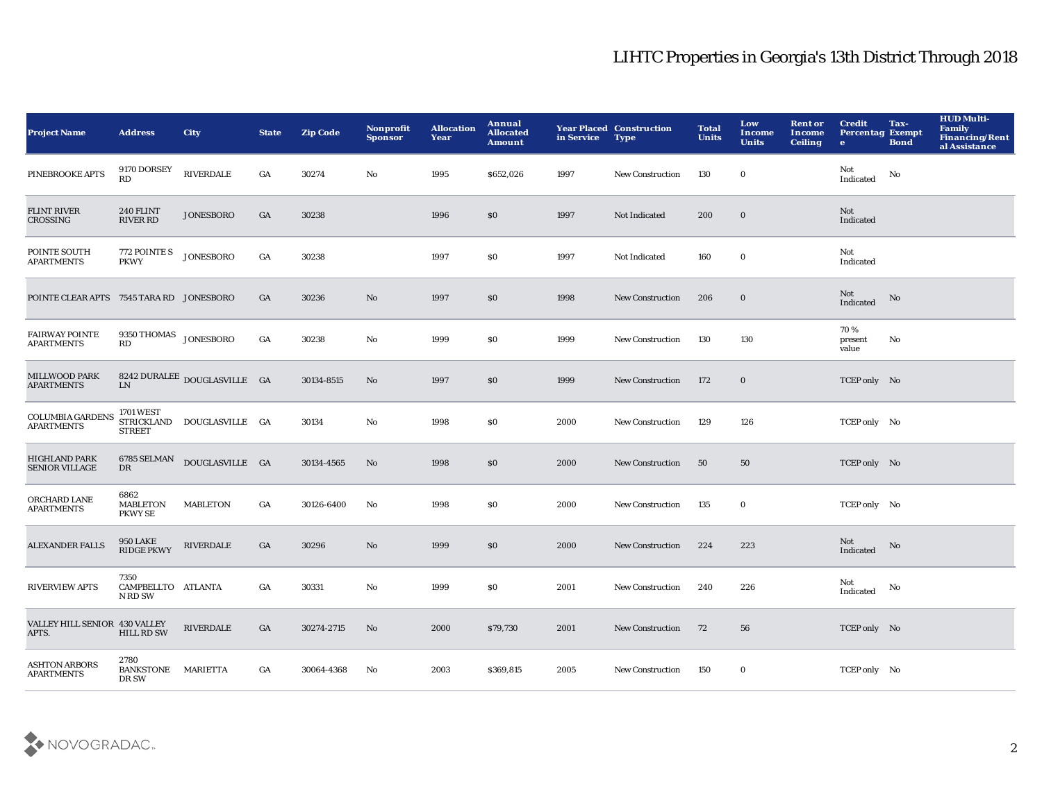# LIHTC Properties in Georgia's 13th District Through 2018

| Project Name | Address | City | State | Zip Code | Nonprofit Sponsor | Allocation Year | Annual Allocated Amount | Year Placed in Service | Construction Type | Total Units | Low Income Units | Rent or Income Ceiling | Credit Percentage | Tax-Exempt Bond | HUD Multi-Family Financing/Rental Assistance |
|---|---|---|---|---|---|---|---|---|---|---|---|---|---|---|---|
| PINEBROOKE APTS | 9170 DORSEY RD | RIVERDALE | GA | 30274 | No | 1995 | $652,026 | 1997 | New Construction | 130 | 0 | | Not Indicated | No | |
| FLINT RIVER CROSSING | 240 FLINT RIVER RD | JONESBORO | GA | 30238 | | 1996 | $0 | 1997 | Not Indicated | 200 | 0 | | Not Indicated | | |
| POINTE SOUTH APARTMENTS | 772 POINTE S PKWY | JONESBORO | GA | 30238 | | 1997 | $0 | 1997 | Not Indicated | 160 | 0 | | Not Indicated | | |
| POINTE CLEAR APTS | 7545 TARA RD | JONESBORO | GA | 30236 | No | 1997 | $0 | 1998 | New Construction | 206 | 0 | | Not Indicated | No | |
| FAIRWAY POINTE APARTMENTS | 9350 THOMAS RD | JONESBORO | GA | 30238 | No | 1999 | $0 | 1999 | New Construction | 130 | 130 | | 70 % present value | No | |
| MILLWOOD PARK APARTMENTS | 8242 DURALEE LN | DOUGLASVILLE | GA | 30134-8515 | No | 1997 | $0 | 1999 | New Construction | 172 | 0 | | TCEP only | No | |
| COLUMBIA GARDENS APARTMENTS | 1701 WEST STRICKLAND STREET | DOUGLASVILLE | GA | 30134 | No | 1998 | $0 | 2000 | New Construction | 129 | 126 | | TCEP only | No | |
| HIGHLAND PARK SENIOR VILLAGE | 6785 SELMAN DR | DOUGLASVILLE | GA | 30134-4565 | No | 1998 | $0 | 2000 | New Construction | 50 | 50 | | TCEP only | No | |
| ORCHARD LANE APARTMENTS | 6862 MABLETON PKWY SE | MABLETON | GA | 30126-6400 | No | 1998 | $0 | 2000 | New Construction | 135 | 0 | | TCEP only | No | |
| ALEXANDER FALLS | 950 LAKE RIDGE PKWY | RIVERDALE | GA | 30296 | No | 1999 | $0 | 2000 | New Construction | 224 | 223 | | Not Indicated | No | |
| RIVERVIEW APTS | 7350 CAMPBELLTON RD SW | ATLANTA | GA | 30331 | No | 1999 | $0 | 2001 | New Construction | 240 | 226 | | Not Indicated | No | |
| VALLEY HILL SENIOR APTS. | 430 VALLEY HILL RD SW | RIVERDALE | GA | 30274-2715 | No | 2000 | $79,730 | 2001 | New Construction | 72 | 56 | | TCEP only | No | |
| ASHTON ARBORS APARTMENTS | 2780 BANKSTONE DR SW | MARIETTA | GA | 30064-4368 | No | 2003 | $369,815 | 2005 | New Construction | 150 | 0 | | TCEP only | No | |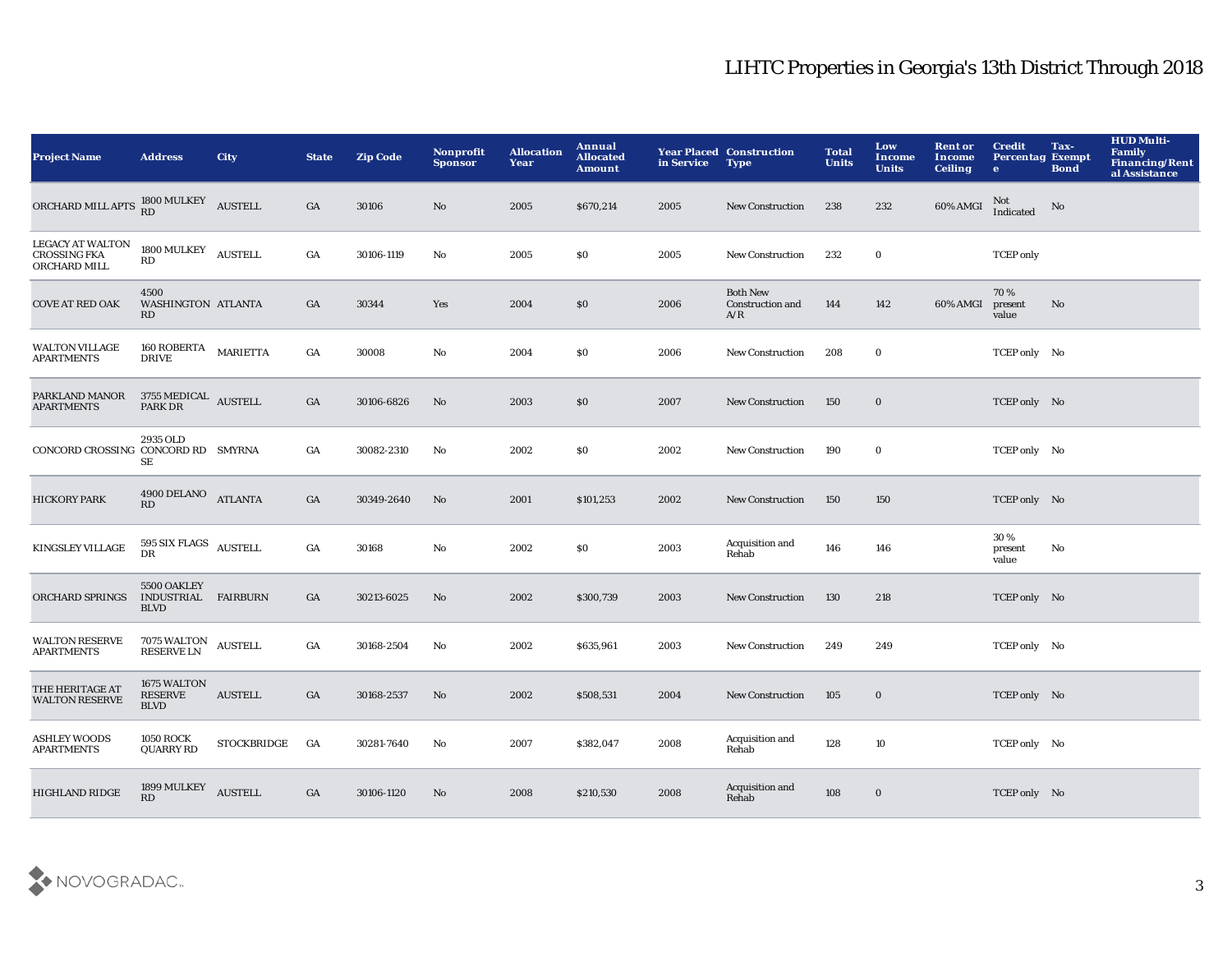# LIHTC Properties in Georgia's 13th District Through 2018

| Project Name | Address | City | State | Zip Code | Nonprofit Sponsor | Allocation Year | Annual Allocated Amount | Year Placed in Service | Construction Type | Total Units | Low Income Units | Rent or Income Ceiling | Credit Percentage | Tax-Exempt Bond | HUD Multi-Family Financing/Rental Assistance |
|---|---|---|---|---|---|---|---|---|---|---|---|---|---|---|---|
| ORCHARD MILL APTS | 1800 MULKEY RD | AUSTELL | GA | 30106 | No | 2005 | $670,214 | 2005 | New Construction | 238 | 232 | 60% AMGI | Not Indicated | No | |
| LEGACY AT WALTON CROSSING FKA ORCHARD MILL | 1800 MULKEY RD | AUSTELL | GA | 30106-1119 | No | 2005 | $0 | 2005 | New Construction | 232 | 0 | | TCEP only | | |
| COVE AT RED OAK | 4500 WASHINGTON RD | ATLANTA | GA | 30344 | Yes | 2004 | $0 | 2006 | Both New Construction and A/R | 144 | 142 | 60% AMGI | 70 % present value | No | |
| WALTON VILLAGE APARTMENTS | 160 ROBERTA DRIVE | MARIETTA | GA | 30008 | No | 2004 | $0 | 2006 | New Construction | 208 | 0 | | TCEP only | No | |
| PARKLAND MANOR APARTMENTS | 3755 MEDICAL PARK DR | AUSTELL | GA | 30106-6826 | No | 2003 | $0 | 2007 | New Construction | 150 | 0 | | TCEP only | No | |
| CONCORD CROSSING | 2935 OLD CONCORD RD SE | SMYRNA | GA | 30082-2310 | No | 2002 | $0 | 2002 | New Construction | 190 | 0 | | TCEP only | No | |
| HICKORY PARK | 4900 DELANO RD | ATLANTA | GA | 30349-2640 | No | 2001 | $101,253 | 2002 | New Construction | 150 | 150 | | TCEP only | No | |
| KINGSLEY VILLAGE | 595 SIX FLAGS DR | AUSTELL | GA | 30168 | No | 2002 | $0 | 2003 | Acquisition and Rehab | 146 | 146 | | 30 % present value | No | |
| ORCHARD SPRINGS | 5500 OAKLEY INDUSTRIAL BLVD | FAIRBURN | GA | 30213-6025 | No | 2002 | $300,739 | 2003 | New Construction | 130 | 218 | | TCEP only | No | |
| WALTON RESERVE APARTMENTS | 7075 WALTON RESERVE LN | AUSTELL | GA | 30168-2504 | No | 2002 | $635,961 | 2003 | New Construction | 249 | 249 | | TCEP only | No | |
| THE HERITAGE AT WALTON RESERVE | 1675 WALTON RESERVE BLVD | AUSTELL | GA | 30168-2537 | No | 2002 | $508,531 | 2004 | New Construction | 105 | 0 | | TCEP only | No | |
| ASHLEY WOODS APARTMENTS | 1050 ROCK QUARRY RD | STOCKBRIDGE | GA | 30281-7640 | No | 2007 | $382,047 | 2008 | Acquisition and Rehab | 128 | 10 | | TCEP only | No | |
| HIGHLAND RIDGE | 1899 MULKEY RD | AUSTELL | GA | 30106-1120 | No | 2008 | $210,530 | 2008 | Acquisition and Rehab | 108 | 0 | | TCEP only | No | |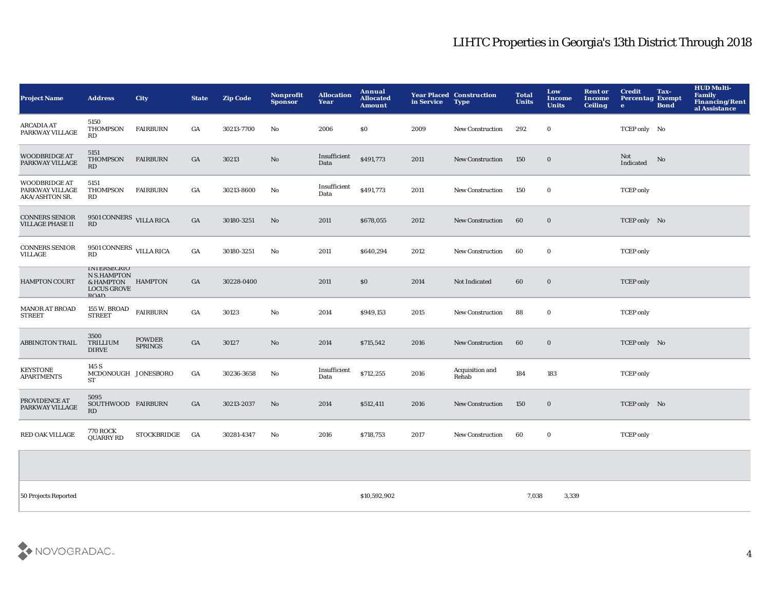# LIHTC Properties in Georgia's 13th District Through 2018

| Project Name | Address | City | State | Zip Code | Nonprofit Sponsor | Allocation Year | Annual Allocated Amount | Year Placed in Service | Construction Type | Total Units | Low Income Units | Rent or Income Ceiling | Credit Percentage | Tax-Exempt Bond | HUD Multi-Family Financing/Rental Assistance |
|---|---|---|---|---|---|---|---|---|---|---|---|---|---|---|---|
| ARCADIA AT PARKWAY VILLAGE | 5150 THOMPSON RD | FAIRBURN | GA | 30213-7700 | No | 2006 | $0 | 2009 | New Construction | 292 | 0 | | TCEP only | No | |
| WOODBRIDGE AT PARKWAY VILLAGE | 5151 THOMPSON RD | FAIRBURN | GA | 30213 | No | Insufficient Data | $491,773 | 2011 | New Construction | 150 | 0 | | Not Indicated | No | |
| WOODBRIDGE AT PARKWAY VILLAGE AKA/ASHTON SR. | 5151 THOMPSON RD | FAIRBURN | GA | 30213-8600 | No | Insufficient Data | $491,773 | 2011 | New Construction | 150 | 0 | | TCEP only | | |
| CONNERS SENIOR VILLAGE PHASE II | 9501 CONNERS RD | VILLA RICA | GA | 30180-3251 | No | 2011 | $678,055 | 2012 | New Construction | 60 | 0 | | TCEP only | No | |
| CONNERS SENIOR VILLAGE | 9501 CONNERS RD | VILLA RICA | GA | 30180-3251 | No | 2011 | $640,294 | 2012 | New Construction | 60 | 0 | | TCEP only | | |
| HAMPTON COURT | INTERSECTION S.HAMPTON & HAMPTON LOCUS GROVE ROAD | HAMPTON | GA | 30228-0400 | | 2011 | $0 | 2014 | Not Indicated | 60 | 0 | | TCEP only | | |
| MANOR AT BROAD STREET | 155 W. BROAD STREET | FAIRBURN | GA | 30123 | No | 2014 | $949,153 | 2015 | New Construction | 88 | 0 | | TCEP only | | |
| ABBINGTON TRAIL | 3500 TRILLIUM DIRVE | POWDER SPRINGS | GA | 30127 | No | 2014 | $715,542 | 2016 | New Construction | 60 | 0 | | TCEP only | No | |
| KEYSTONE APARTMENTS | 145 S MCDONOUGH ST | JONESBORO | GA | 30236-3658 | No | Insufficient Data | $712,255 | 2016 | Acquisition and Rehab | 184 | 183 | | TCEP only | | |
| PROVIDENCE AT PARKWAY VILLAGE | 5095 SOUTHWOOD RD | FAIRBURN | GA | 30213-2037 | No | 2014 | $512,411 | 2016 | New Construction | 150 | 0 | | TCEP only | No | |
| RED OAK VILLAGE | 770 ROCK QUARRY RD | STOCKBRIDGE | GA | 30281-4347 | No | 2016 | $718,753 | 2017 | New Construction | 60 | 0 | | TCEP only | | |
| | | | | | | | | | | | | | | | |
| 50 Projects Reported | | | | | | | $10,592,902 | | | 7,038 | 3,339 | | | | |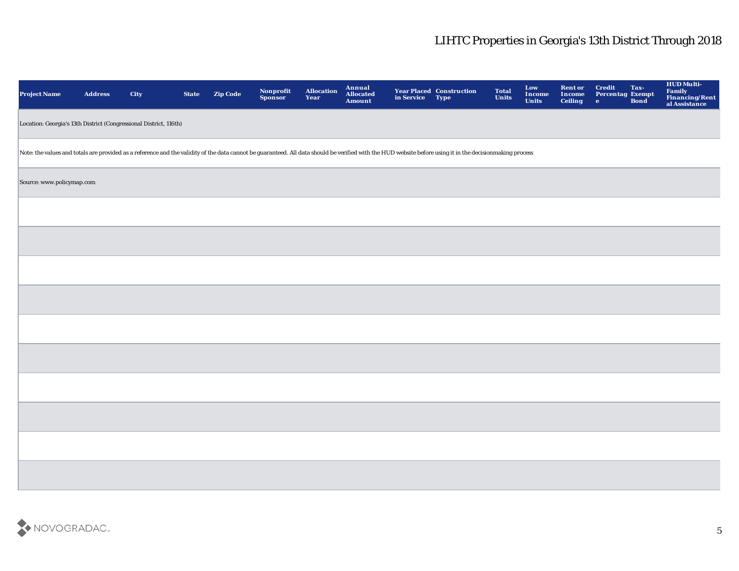# LIHTC Properties in Georgia's 13th District Through 2018

| Project Name | Address | City | State | Zip Code | Nonprofit Sponsor | Allocation Year | Annual Allocated Amount | Year Placed in Service | Construction Type | Total Units | Low Income Units | Rent or Income Ceiling | Credit Percentage | Tax-Exempt Bond | HUD Multi-Family Financing/Rental Assistance |
|---|---|---|---|---|---|---|---|---|---|---|---|---|---|---|---|
| Location: Georgia's 13th District (Congressional District, 116th) | | | | | | | | | | | | | | | |
| Note: the values and totals are provided as a reference and the validity of the data cannot be guaranteed. All data should be verified with the HUD website before using it in the decisionmaking process | | | | | | | | | | | | | | | |
| Source: www.policymap.com | | | | | | | | | | | | | | | |